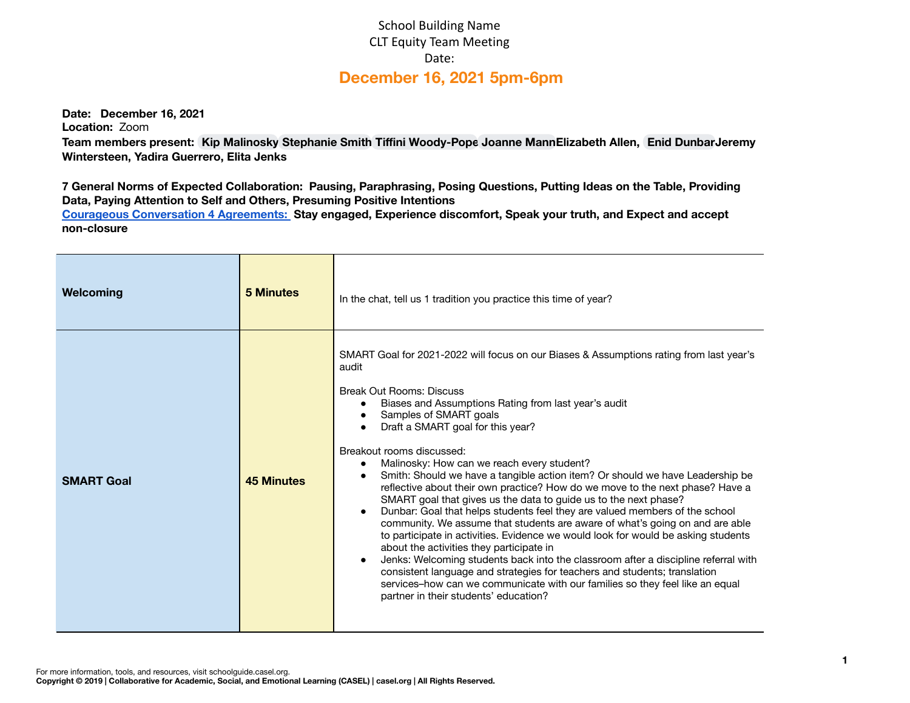# School Building Name
# CLT Equity Team Meeting
# Date:

## December 16, 2021 5pm-6pm

**Date: December 16, 2021**
**Location:** Zoom
**Team members present: Kip Malinosky Stephanie Smith Tiffini Woody-Pope Joanne MannElizabeth Allen, Enid DunbarJeremy Wintersteen, Yadira Guerrero, Elita Jenks**

**7 General Norms of Expected Collaboration: Pausing, Paraphrasing, Posing Questions, Putting Ideas on the Table, Providing Data, Paying Attention to Self and Others, Presuming Positive Intentions**
**Courageous Conversation 4 Agreements: Stay engaged, Experience discomfort, Speak your truth, and Expect and accept non-closure**

| | | |
|---|---|---|
| **Welcoming** | **5 Minutes** | In the chat, tell us 1 tradition you practice this time of year? |
| **SMART Goal** | **45 Minutes** | SMART Goal for 2021-2022 will focus on our Biases & Assumptions rating from last year's audit<br><br>Break Out Rooms: Discuss<br>• Biases and Assumptions Rating from last year's audit<br>• Samples of SMART goals<br>• Draft a SMART goal for this year?<br><br>Breakout rooms discussed:<br>• Malinosky: How can we reach every student?<br>• Smith: Should we have a tangible action item? Or should we have Leadership be reflective about their own practice? How do we move to the next phase? Have a SMART goal that gives us the data to guide us to the next phase?<br>• Dunbar: Goal that helps students feel they are valued members of the school community. We assume that students are aware of what's going on and are able to participate in activities. Evidence we would look for would be asking students about the activities they participate in<br>• Jenks: Welcoming students back into the classroom after a discipline referral with consistent language and strategies for teachers and students; translation services–how can we communicate with our families so they feel like an equal partner in their students' education? |

For more information, tools, and resources, visit schoolguide.casel.org.
**Copyright © 2019 | Collaborative for Academic, Social, and Emotional Learning (CASEL) | casel.org | All Rights Reserved.**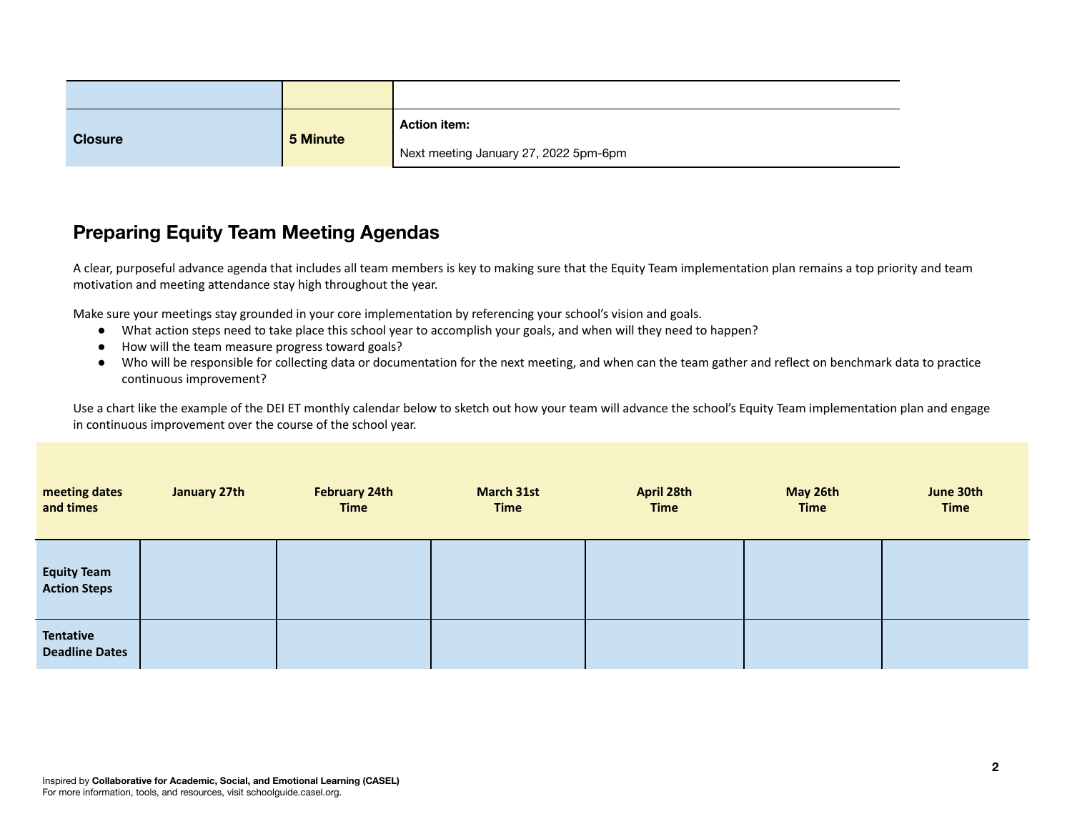| | | |
|---|---|---|
| | | |
| **Closure** | **5 Minute** | **Action item:**<br>Next meeting January 27, 2022 5pm-6pm |

## Preparing Equity Team Meeting Agendas

A clear, purposeful advance agenda that includes all team members is key to making sure that the Equity Team implementation plan remains a top priority and team motivation and meeting attendance stay high throughout the year.

Make sure your meetings stay grounded in your core implementation by referencing your school's vision and goals.

- What action steps need to take place this school year to accomplish your goals, and when will they need to happen?
- How will the team measure progress toward goals?
- Who will be responsible for collecting data or documentation for the next meeting, and when can the team gather and reflect on benchmark data to practice continuous improvement?

Use a chart like the example of the DEI ET monthly calendar below to sketch out how your team will advance the school's Equity Team implementation plan and engage in continuous improvement over the course of the school year.

| **meeting dates and times** | **January 27th** | **February 24th Time** | **March 31st Time** | **April 28th Time** | **May 26th Time** | **June 30th Time** |
|---|---|---|---|---|---|---|
| **Equity Team Action Steps** | | | | | | |
| **Tentative Deadline Dates** | | | | | | |

Inspired by **Collaborative for Academic, Social, and Emotional Learning (CASEL)**
For more information, tools, and resources, visit schoolguide.casel.org.